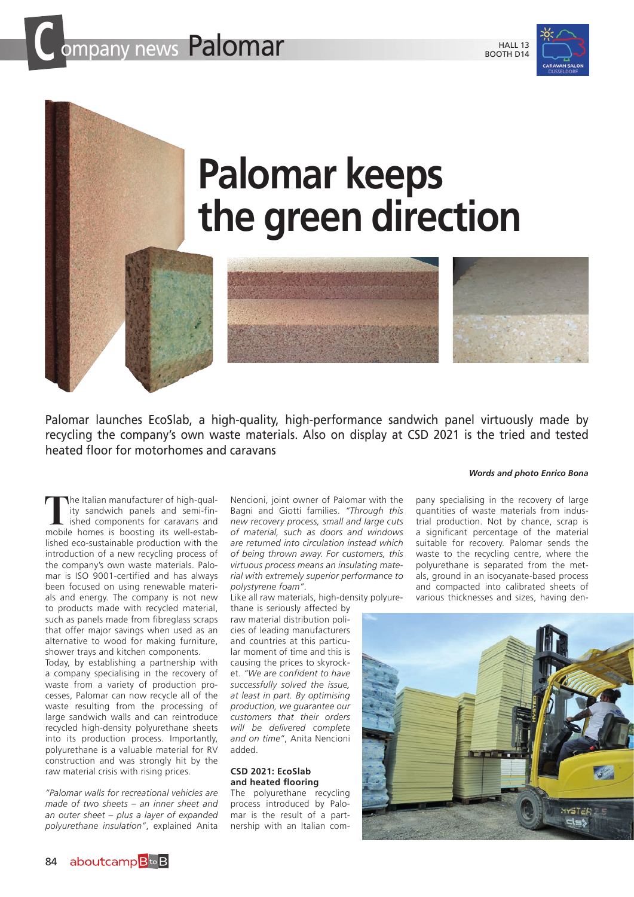# Palomar keeps the green direction

Palomar launches EcoSlab, a high-quality, high-performance sandwich panel virtuously made by recycling the company's own waste materials. Also on display at CSD 2021 is the tried and tested heated floor for motorhomes and caravans

***Words and photo Enrico Bona***

The Italian manufacturer of high-quality sandwich panels and semi-finished components for caravans and mobile homes is boosting its well-established eco-sustainable production with the introduction of a new recycling process of the company's own waste materials. Palomar is ISO 9001-certified and has always been focused on using renewable materials and energy. The company is not new to products made with recycled material, such as panels made from fibreglass scraps that offer major savings when used as an alternative to wood for making furniture, shower trays and kitchen components.

Today, by establishing a partnership with a company specialising in the recovery of waste from a variety of production processes, Palomar can now recycle all of the waste resulting from the processing of large sandwich walls and can reintroduce recycled high-density polyurethane sheets into its production process. Importantly, polyurethane is a valuable material for RV construction and was strongly hit by the raw material crisis with rising prices.

*"Palomar walls for recreational vehicles are made of two sheets – an inner sheet and an outer sheet – plus a layer of expanded polyurethane insulation"*, explained Anita Nencioni, joint owner of Palomar with the Bagni and Giotti families. *"Through this new recovery process, small and large cuts of material, such as doors and windows are returned into circulation instead which of being thrown away. For customers, this virtuous process means an insulating material with extremely superior performance to polystyrene foam"*.

Like all raw materials, high-density polyurethane is seriously affected by raw material distribution policies of leading manufacturers and countries at this particular moment of time and this is causing the prices to skyrocket. *"We are confident to have successfully solved the issue, at least in part. By optimising production, we guarantee our customers that their orders will be delivered complete and on time"*, Anita Nencioni added.

## CSD 2021: EcoSlab and heated flooring

The polyurethane recycling process introduced by Palomar is the result of a partnership with an Italian company specialising in the recovery of large quantities of waste materials from industrial production. Not by chance, scrap is a significant percentage of the material suitable for recovery. Palomar sends the waste to the recycling centre, where the polyurethane is separated from the metals, ground in an isocyanate-based process and compacted into calibrated sheets of various thicknesses and sizes, having den-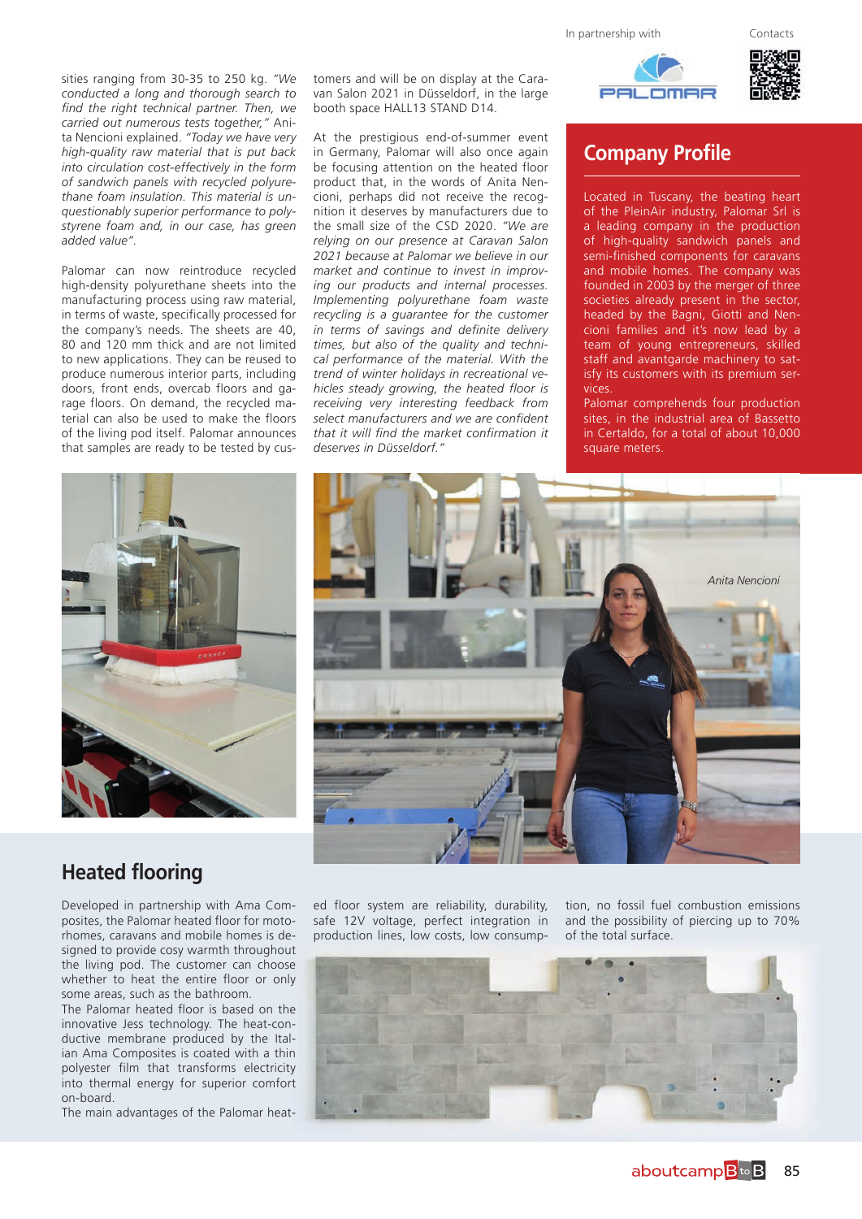sities ranging from 30-35 to 250 kg. *"We conducted a long and thorough search to find the right technical partner. Then, we carried out numerous tests together,"* Anita Nencioni explained. *"Today we have very high-quality raw material that is put back into circulation cost-effectively in the form of sandwich panels with recycled polyurethane foam insulation. This material is unquestionably superior performance to polystyrene foam and, in our case, has green added value"*.

Palomar can now reintroduce recycled high-density polyurethane sheets into the manufacturing process using raw material, in terms of waste, specifically processed for the company's needs. The sheets are 40, 80 and 120 mm thick and are not limited to new applications. They can be reused to produce numerous interior parts, including doors, front ends, overcab floors and garage floors. On demand, the recycled material can also be used to make the floors of the living pod itself. Palomar announces that samples are ready to be tested by customers and will be on display at the Caravan Salon 2021 in Düsseldorf, in the large booth space HALL13 STAND D14.

At the prestigious end-of-summer event in Germany, Palomar will also once again be focusing attention on the heated floor product that, in the words of Anita Nencioni, perhaps did not receive the recognition it deserves by manufacturers due to the small size of the CSD 2020. *"We are relying on our presence at Caravan Salon 2021 because at Palomar we believe in our market and continue to invest in improving our products and internal processes. Implementing polyurethane foam waste recycling is a guarantee for the customer in terms of savings and definite delivery times, but also of the quality and technical performance of the material. With the trend of winter holidays in recreational vehicles steady growing, the heated floor is receiving very interesting feedback from select manufacturers and we are confident that it will find the market confirmation it deserves in Düsseldorf."*

In partnership with

Contacts

## Company Profile

Located in Tuscany, the beating heart of the PleinAir industry, Palomar Srl is a leading company in the production of high-quality sandwich panels and semi-finished components for caravans and mobile homes. The company was founded in 2003 by the merger of three societies already present in the sector, headed by the Bagni, Giotti and Nencioni families and it's now lead by a team of young entrepreneurs, skilled staff and avantgarde machinery to satisfy its customers with its premium services.
Palomar comprehends four production sites, in the industrial area of Bassetto in Certaldo, for a total of about 10,000 square meters.

*Anita Nencioni*

## Heated flooring

Developed in partnership with Ama Composites, the Palomar heated floor for motorhomes, caravans and mobile homes is designed to provide cosy warmth throughout the living pod. The customer can choose whether to heat the entire floor or only some areas, such as the bathroom.
The Palomar heated floor is based on the innovative Jess technology. The heat-conductive membrane produced by the Italian Ama Composites is coated with a thin polyester film that transforms electricity into thermal energy for superior comfort on-board.
The main advantages of the Palomar heated floor system are reliability, durability, safe 12V voltage, perfect integration in production lines, low costs, low consumption, no fossil fuel combustion emissions and the possibility of piercing up to 70% of the total surface.